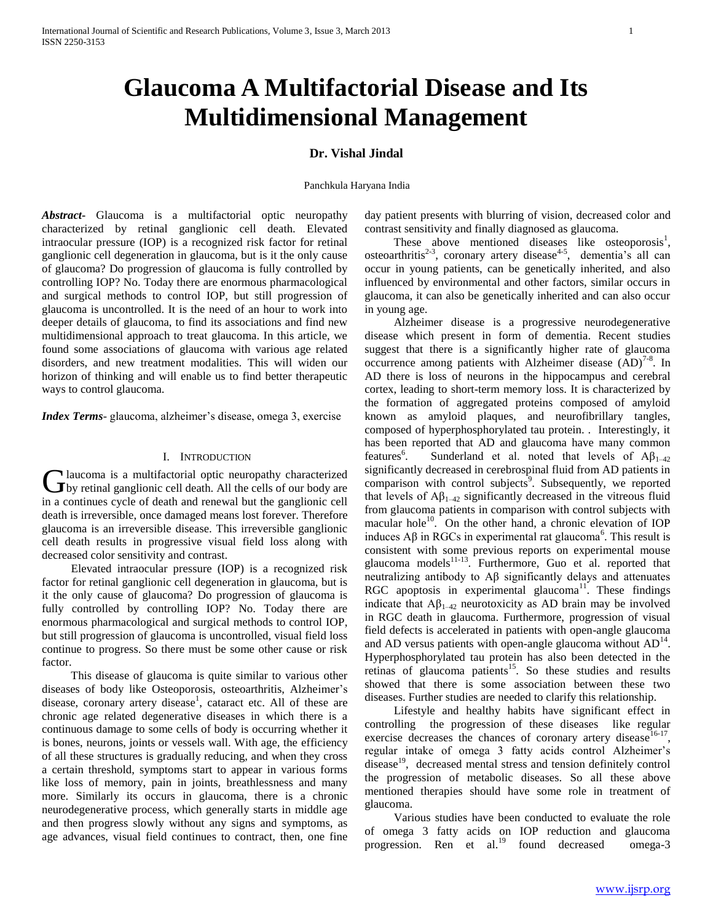# Glaucoma A Multifactorial Disease and Its Multidimensional Management

**Dr. Vishal Jindal**

Panchkula Haryana India

***Abstract-*** Glaucoma is a multifactorial optic neuropathy characterized by retinal ganglionic cell death. Elevated intraocular pressure (IOP) is a recognized risk factor for retinal ganglionic cell degeneration in glaucoma, but is it the only cause of glaucoma? Do progression of glaucoma is fully controlled by controlling IOP? No. Today there are enormous pharmacological and surgical methods to control IOP, but still progression of glaucoma is uncontrolled. It is the need of an hour to work into deeper details of glaucoma, to find its associations and find new multidimensional approach to treat glaucoma. In this article, we found some associations of glaucoma with various age related disorders, and new treatment modalities. This will widen our horizon of thinking and will enable us to find better therapeutic ways to control glaucoma.

***Index Terms*****-** glaucoma, alzheimer's disease, omega 3, exercise

## I. Introduction

Glaucoma is a multifactorial optic neuropathy characterized by retinal ganglionic cell death. All the cells of our body are in a continues cycle of death and renewal but the ganglionic cell death is irreversible, once damaged means lost forever. Therefore glaucoma is an irreversible disease. This irreversible ganglionic cell death results in progressive visual field loss along with decreased color sensitivity and contrast.

Elevated intraocular pressure (IOP) is a recognized risk factor for retinal ganglionic cell degeneration in glaucoma, but is it the only cause of glaucoma? Do progression of glaucoma is fully controlled by controlling IOP? No. Today there are enormous pharmacological and surgical methods to control IOP, but still progression of glaucoma is uncontrolled, visual field loss continue to progress. So there must be some other cause or risk factor.

This disease of glaucoma is quite similar to various other diseases of body like Osteoporosis, osteoarthritis, Alzheimer's disease, coronary artery disease[1], cataract etc. All of these are chronic age related degenerative diseases in which there is a continuous damage to some cells of body is occurring whether it is bones, neurons, joints or vessels wall. With age, the efficiency of all these structures is gradually reducing, and when they cross a certain threshold, symptoms start to appear in various forms like loss of memory, pain in joints, breathlessness and many more. Similarly its occurs in glaucoma, there is a chronic neurodegenerative process, which generally starts in middle age and then progress slowly without any signs and symptoms, as age advances, visual field continues to contract, then, one fine day patient presents with blurring of vision, decreased color and contrast sensitivity and finally diagnosed as glaucoma.

These above mentioned diseases like osteoporosis[1], osteoarthritis[2-3], coronary artery disease[4-5], dementia's all can occur in young patients, can be genetically inherited, and also influenced by environmental and other factors, similar occurs in glaucoma, it can also be genetically inherited and can also occur in young age.

Alzheimer disease is a progressive neurodegenerative disease which present in form of dementia. Recent studies suggest that there is a significantly higher rate of glaucoma occurrence among patients with Alzheimer disease (AD)[7-8]. In AD there is loss of neurons in the hippocampus and cerebral cortex, leading to short-term memory loss. It is characterized by the formation of aggregated proteins composed of amyloid known as amyloid plaques, and neurofibrillary tangles, composed of hyperphosphorylated tau protein. . Interestingly, it has been reported that AD and glaucoma have many common features[6]. Sunderland et al. noted that levels of $A\beta_{1-42}$ significantly decreased in cerebrospinal fluid from AD patients in comparison with control subjects[9]. Subsequently, we reported that levels of $A\beta_{1-42}$ significantly decreased in the vitreous fluid from glaucoma patients in comparison with control subjects with macular hole[10]. On the other hand, a chronic elevation of IOP induces Aβ in RGCs in experimental rat glaucoma[6]. This result is consistent with some previous reports on experimental mouse glaucoma models[11-13]. Furthermore, Guo et al. reported that neutralizing antibody to Aβ significantly delays and attenuates RGC apoptosis in experimental glaucoma[11]. These findings indicate that $A\beta_{1-42}$ neurotoxicity as AD brain may be involved in RGC death in glaucoma. Furthermore, progression of visual field defects is accelerated in patients with open-angle glaucoma and AD versus patients with open-angle glaucoma without AD[14]. Hyperphosphorylated tau protein has also been detected in the retinas of glaucoma patients[15]. So these studies and results showed that there is some association between these two diseases. Further studies are needed to clarify this relationship.

Lifestyle and healthy habits have significant effect in controlling the progression of these diseases like regular exercise decreases the chances of coronary artery disease[16-17], regular intake of omega 3 fatty acids control Alzheimer's disease[19], decreased mental stress and tension definitely control the progression of metabolic diseases. So all these above mentioned therapies should have some role in treatment of glaucoma.

Various studies have been conducted to evaluate the role of omega 3 fatty acids on IOP reduction and glaucoma progression. Ren et al.[19] found decreased omega-3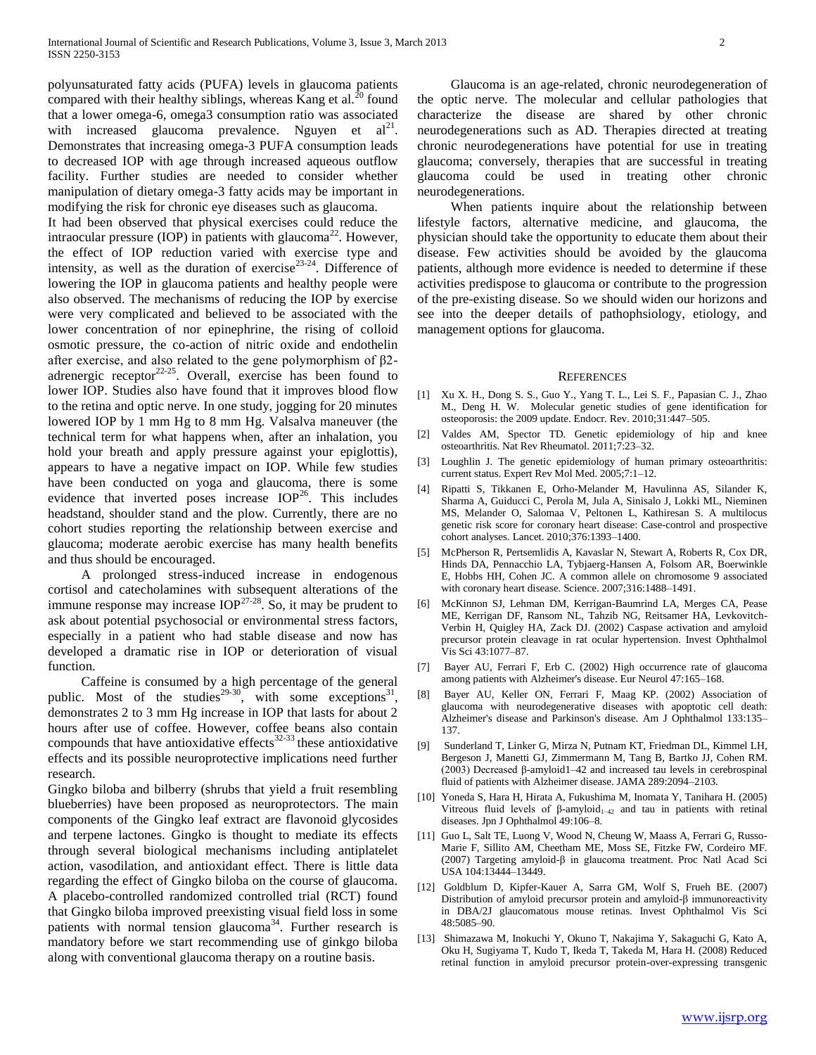polyunsaturated fatty acids (PUFA) levels in glaucoma patients compared with their healthy siblings, whereas Kang et al.[20] found that a lower omega-6, omega3 consumption ratio was associated with increased glaucoma prevalence. Nguyen et al[21]. Demonstrates that increasing omega-3 PUFA consumption leads to decreased IOP with age through increased aqueous outflow facility. Further studies are needed to consider whether manipulation of dietary omega-3 fatty acids may be important in modifying the risk for chronic eye diseases such as glaucoma.

It had been observed that physical exercises could reduce the intraocular pressure (IOP) in patients with glaucoma[22]. However, the effect of IOP reduction varied with exercise type and intensity, as well as the duration of exercise[23-24]. Difference of lowering the IOP in glaucoma patients and healthy people were also observed. The mechanisms of reducing the IOP by exercise were very complicated and believed to be associated with the lower concentration of nor epinephrine, the rising of colloid osmotic pressure, the co-action of nitric oxide and endothelin after exercise, and also related to the gene polymorphism of β2-adrenergic receptor[22-25]. Overall, exercise has been found to lower IOP. Studies also have found that it improves blood flow to the retina and optic nerve. In one study, jogging for 20 minutes lowered IOP by 1 mm Hg to 8 mm Hg. Valsalva maneuver (the technical term for what happens when, after an inhalation, you hold your breath and apply pressure against your epiglottis), appears to have a negative impact on IOP. While few studies have been conducted on yoga and glaucoma, there is some evidence that inverted poses increase IOP[26]. This includes headstand, shoulder stand and the plow. Currently, there are no cohort studies reporting the relationship between exercise and glaucoma; moderate aerobic exercise has many health benefits and thus should be encouraged.

A prolonged stress-induced increase in endogenous cortisol and catecholamines with subsequent alterations of the immune response may increase IOP[27-28]. So, it may be prudent to ask about potential psychosocial or environmental stress factors, especially in a patient who had stable disease and now has developed a dramatic rise in IOP or deterioration of visual function.

Caffeine is consumed by a high percentage of the general public. Most of the studies[29-30], with some exceptions[31], demonstrates 2 to 3 mm Hg increase in IOP that lasts for about 2 hours after use of coffee. However, coffee beans also contain compounds that have antioxidative effects[32-33] these antioxidative effects and its possible neuroprotective implications need further research.

Gingko biloba and bilberry (shrubs that yield a fruit resembling blueberries) have been proposed as neuroprotectors. The main components of the Gingko leaf extract are flavonoid glycosides and terpene lactones. Gingko is thought to mediate its effects through several biological mechanisms including antiplatelet action, vasodilation, and antioxidant effect. There is little data regarding the effect of Gingko biloba on the course of glaucoma. A placebo-controlled randomized controlled trial (RCT) found that Gingko biloba improved preexisting visual field loss in some patients with normal tension glaucoma[34]. Further research is mandatory before we start recommending use of ginkgo biloba along with conventional glaucoma therapy on a routine basis.

Glaucoma is an age-related, chronic neurodegeneration of the optic nerve. The molecular and cellular pathologies that characterize the disease are shared by other chronic neurodegenerations such as AD. Therapies directed at treating chronic neurodegenerations have potential for use in treating glaucoma; conversely, therapies that are successful in treating glaucoma could be used in treating other chronic neurodegenerations.

When patients inquire about the relationship between lifestyle factors, alternative medicine, and glaucoma, the physician should take the opportunity to educate them about their disease. Few activities should be avoided by the glaucoma patients, although more evidence is needed to determine if these activities predispose to glaucoma or contribute to the progression of the pre-existing disease. So we should widen our horizons and see into the deeper details of pathophsiology, etiology, and management options for glaucoma.

## References

[1] Xu X. H., Dong S. S., Guo Y., Yang T. L., Lei S. F., Papasian C. J., Zhao M., Deng H. W. Molecular genetic studies of gene identification for osteoporosis: the 2009 update. Endocr. Rev. 2010;31:447–505.

[2] Valdes AM, Spector TD. Genetic epidemiology of hip and knee osteoarthritis. Nat Rev Rheumatol. 2011;7:23–32.

[3] Loughlin J. The genetic epidemiology of human primary osteoarthritis: current status. Expert Rev Mol Med. 2005;7:1–12.

[4] Ripatti S, Tikkanen E, Orho-Melander M, Havulinna AS, Silander K, Sharma A, Guiducci C, Perola M, Jula A, Sinisalo J, Lokki ML, Nieminen MS, Melander O, Salomaa V, Peltonen L, Kathiresan S. A multilocus genetic risk score for coronary heart disease: Case-control and prospective cohort analyses. Lancet. 2010;376:1393–1400.

[5] McPherson R, Pertsemlidis A, Kavaslar N, Stewart A, Roberts R, Cox DR, Hinds DA, Pennacchio LA, Tybjaerg-Hansen A, Folsom AR, Boerwinkle E, Hobbs HH, Cohen JC. A common allele on chromosome 9 associated with coronary heart disease. Science. 2007;316:1488–1491.

[6] McKinnon SJ, Lehman DM, Kerrigan-Baumrind LA, Merges CA, Pease ME, Kerrigan DF, Ransom NL, Tahzib NG, Reitsamer HA, Levkovitch-Verbin H, Quigley HA, Zack DJ. (2002) Caspase activation and amyloid precursor protein cleavage in rat ocular hypertension. Invest Ophthalmol Vis Sci 43:1077–87.

[7] Bayer AU, Ferrari F, Erb C. (2002) High occurrence rate of glaucoma among patients with Alzheimer's disease. Eur Neurol 47:165–168.

[8] Bayer AU, Keller ON, Ferrari F, Maag KP. (2002) Association of glaucoma with neurodegenerative diseases with apoptotic cell death: Alzheimer's disease and Parkinson's disease. Am J Ophthalmol 133:135–137.

[9] Sunderland T, Linker G, Mirza N, Putnam KT, Friedman DL, Kimmel LH, Bergeson J, Manetti GJ, Zimmermann M, Tang B, Bartko JJ, Cohen RM. (2003) Decreased β-amyloid1–42 and increased tau levels in cerebrospinal fluid of patients with Alzheimer disease. JAMA 289:2094–2103.

[10] Yoneda S, Hara H, Hirata A, Fukushima M, Inomata Y, Tanihara H. (2005) Vitreous fluid levels of β-amyloid$_{1-42}$ and tau in patients with retinal diseases. Jpn J Ophthalmol 49:106–8.

[11] Guo L, Salt TE, Luong V, Wood N, Cheung W, Maass A, Ferrari G, Russo-Marie F, Sillito AM, Cheetham ME, Moss SE, Fitzke FW, Cordeiro MF. (2007) Targeting amyloid-β in glaucoma treatment. Proc Natl Acad Sci USA 104:13444–13449.

[12] Goldblum D, Kipfer-Kauer A, Sarra GM, Wolf S, Frueh BE. (2007) Distribution of amyloid precursor protein and amyloid-β immunoreactivity in DBA/2J glaucomatous mouse retinas. Invest Ophthalmol Vis Sci 48:5085–90.

[13] Shimazawa M, Inokuchi Y, Okuno T, Nakajima Y, Sakaguchi G, Kato A, Oku H, Sugiyama T, Kudo T, Ikeda T, Takeda M, Hara H. (2008) Reduced retinal function in amyloid precursor protein-over-expressing transgenic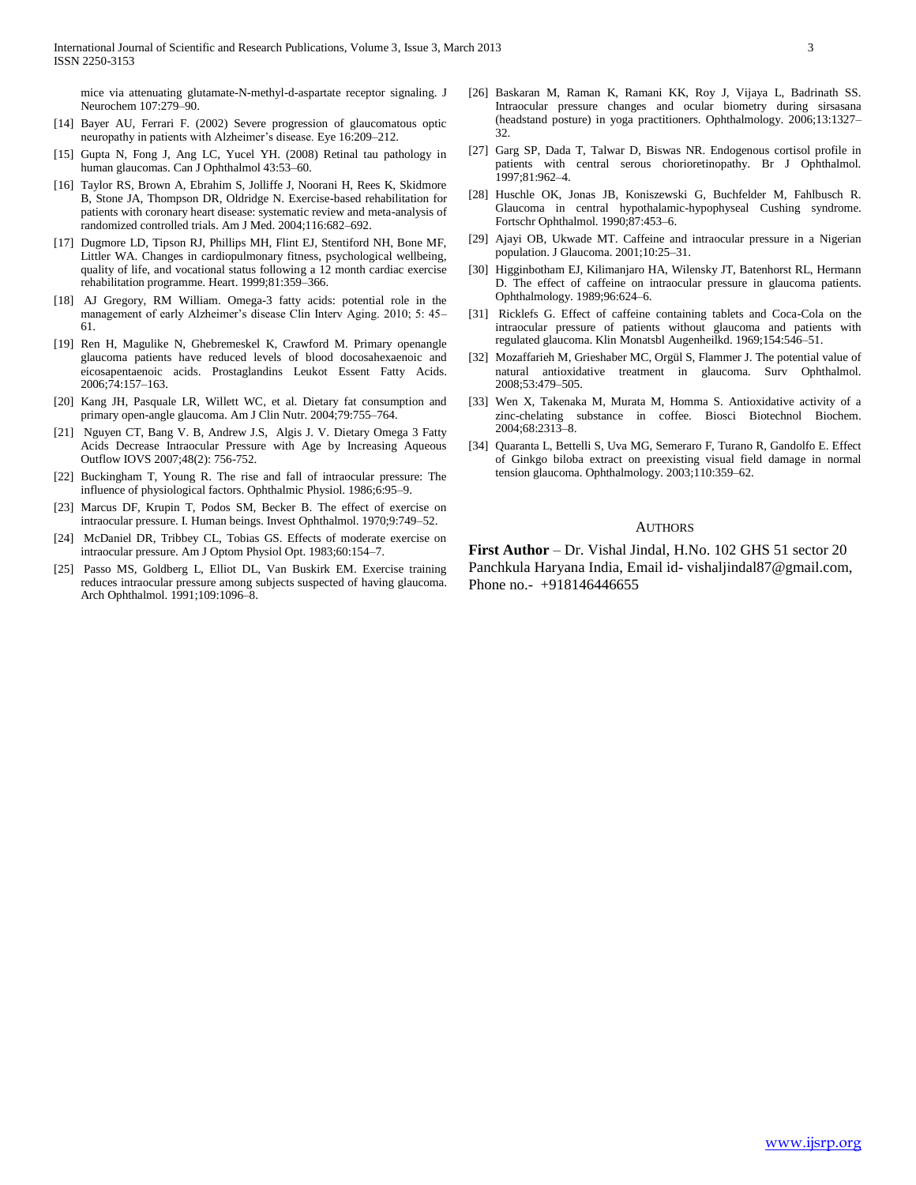mice via attenuating glutamate-N-methyl-d-aspartate receptor signaling. J Neurochem 107:279–90.

[14] Bayer AU, Ferrari F. (2002) Severe progression of glaucomatous optic neuropathy in patients with Alzheimer's disease. Eye 16:209–212.

[15] Gupta N, Fong J, Ang LC, Yucel YH. (2008) Retinal tau pathology in human glaucomas. Can J Ophthalmol 43:53–60.

[16] Taylor RS, Brown A, Ebrahim S, Jolliffe J, Noorani H, Rees K, Skidmore B, Stone JA, Thompson DR, Oldridge N. Exercise-based rehabilitation for patients with coronary heart disease: systematic review and meta-analysis of randomized controlled trials. Am J Med. 2004;116:682–692.

[17] Dugmore LD, Tipson RJ, Phillips MH, Flint EJ, Stentiford NH, Bone MF, Littler WA. Changes in cardiopulmonary fitness, psychological wellbeing, quality of life, and vocational status following a 12 month cardiac exercise rehabilitation programme. Heart. 1999;81:359–366.

[18] AJ Gregory, RM William. Omega-3 fatty acids: potential role in the management of early Alzheimer's disease Clin Interv Aging. 2010; 5: 45–61.

[19] Ren H, Magulike N, Ghebremeskel K, Crawford M. Primary openangle glaucoma patients have reduced levels of blood docosahexaenoic and eicosapentaenoic acids. Prostaglandins Leukot Essent Fatty Acids. 2006;74:157–163.

[20] Kang JH, Pasquale LR, Willett WC, et al. Dietary fat consumption and primary open-angle glaucoma. Am J Clin Nutr. 2004;79:755–764.

[21] Nguyen CT, Bang V. B, Andrew J.S, Algis J. V. Dietary Omega 3 Fatty Acids Decrease Intraocular Pressure with Age by Increasing Aqueous Outflow IOVS 2007;48(2): 756-752.

[22] Buckingham T, Young R. The rise and fall of intraocular pressure: The influence of physiological factors. Ophthalmic Physiol. 1986;6:95–9.

[23] Marcus DF, Krupin T, Podos SM, Becker B. The effect of exercise on intraocular pressure. I. Human beings. Invest Ophthalmol. 1970;9:749–52.

[24] McDaniel DR, Tribbey CL, Tobias GS. Effects of moderate exercise on intraocular pressure. Am J Optom Physiol Opt. 1983;60:154–7.

[25] Passo MS, Goldberg L, Elliot DL, Van Buskirk EM. Exercise training reduces intraocular pressure among subjects suspected of having glaucoma. Arch Ophthalmol. 1991;109:1096–8.

[26] Baskaran M, Raman K, Ramani KK, Roy J, Vijaya L, Badrinath SS. Intraocular pressure changes and ocular biometry during sirsasana (headstand posture) in yoga practitioners. Ophthalmology. 2006;13:1327–32.

[27] Garg SP, Dada T, Talwar D, Biswas NR. Endogenous cortisol profile in patients with central serous chorioretinopathy. Br J Ophthalmol. 1997;81:962–4.

[28] Huschle OK, Jonas JB, Koniszewski G, Buchfelder M, Fahlbusch R. Glaucoma in central hypothalamic-hypophyseal Cushing syndrome. Fortschr Ophthalmol. 1990;87:453–6.

[29] Ajayi OB, Ukwade MT. Caffeine and intraocular pressure in a Nigerian population. J Glaucoma. 2001;10:25–31.

[30] Higginbotham EJ, Kilimanjaro HA, Wilensky JT, Batenhorst RL, Hermann D. The effect of caffeine on intraocular pressure in glaucoma patients. Ophthalmology. 1989;96:624–6.

[31] Ricklefs G. Effect of caffeine containing tablets and Coca-Cola on the intraocular pressure of patients without glaucoma and patients with regulated glaucoma. Klin Monatsbl Augenheilkd. 1969;154:546–51.

[32] Mozaffarieh M, Grieshaber MC, Orgül S, Flammer J. The potential value of natural antioxidative treatment in glaucoma. Surv Ophthalmol. 2008;53:479–505.

[33] Wen X, Takenaka M, Murata M, Homma S. Antioxidative activity of a zinc-chelating substance in coffee. Biosci Biotechnol Biochem. 2004;68:2313–8.

[34] Quaranta L, Bettelli S, Uva MG, Semeraro F, Turano R, Gandolfo E. Effect of Ginkgo biloba extract on preexisting visual field damage in normal tension glaucoma. Ophthalmology. 2003;110:359–62.

## Authors

**First Author** – Dr. Vishal Jindal, H.No. 102 GHS 51 sector 20 Panchkula Haryana India, Email id- vishaljindal87@gmail.com, Phone no.- +918146446655